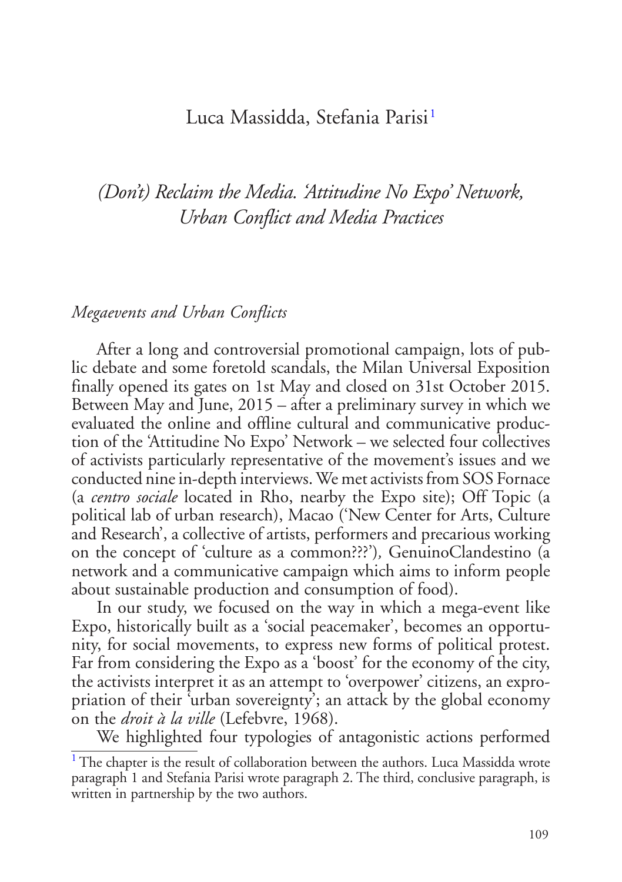Luca Massidda, Stefania Parisi[1]

# *(Don't) Reclaim the Media. 'Attitudine No Expo' Network, Urban Conflict and Media Practices*

## *Megaevents and Urban Conflicts*

After a long and controversial promotional campaign, lots of public debate and some foretold scandals, the Milan Universal Exposition finally opened its gates on 1st May and closed on 31st October 2015. Between May and June, 2015 – after a preliminary survey in which we evaluated the online and offline cultural and communicative production of the 'Attitudine No Expo' Network – we selected four collectives of activists particularly representative of the movement's issues and we conducted nine in-depth interviews. We met activists from SOS Fornace (a *centro sociale* located in Rho, nearby the Expo site); Off Topic (a political lab of urban research), Macao ('New Center for Arts, Culture and Research', a collective of artists, performers and precarious working on the concept of 'culture as a common???'), GenuinoClandestino (a network and a communicative campaign which aims to inform people about sustainable production and consumption of food).

In our study, we focused on the way in which a mega-event like Expo, historically built as a 'social peacemaker', becomes an opportunity, for social movements, to express new forms of political protest. Far from considering the Expo as a 'boost' for the economy of the city, the activists interpret it as an attempt to 'overpower' citizens, an expropriation of their 'urban sovereignty'; an attack by the global economy on the *droit à la ville* (Lefebvre, 1968).

We highlighted four typologies of antagonistic actions performed

[1] The chapter is the result of collaboration between the authors. Luca Massidda wrote paragraph 1 and Stefania Parisi wrote paragraph 2. The third, conclusive paragraph, is written in partnership by the two authors.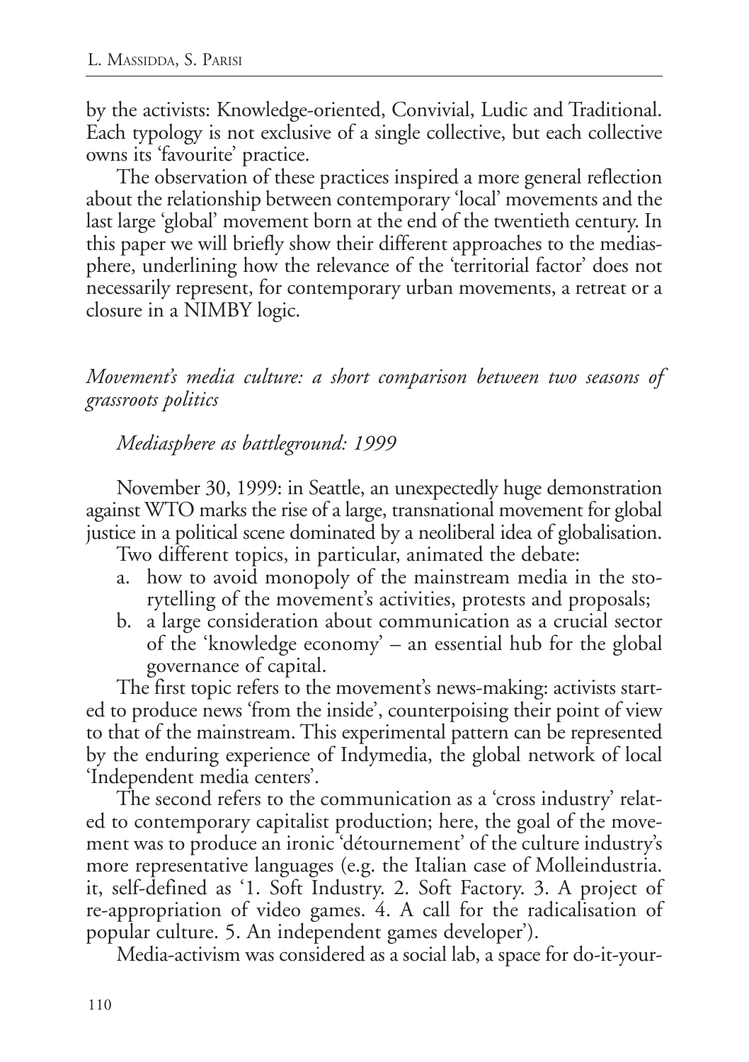by the activists: Knowledge-oriented, Convivial, Ludic and Traditional. Each typology is not exclusive of a single collective, but each collective owns its 'favourite' practice.

The observation of these practices inspired a more general reflection about the relationship between contemporary 'local' movements and the last large 'global' movement born at the end of the twentieth century. In this paper we will briefly show their different approaches to the mediasphere, underlining how the relevance of the 'territorial factor' does not necessarily represent, for contemporary urban movements, a retreat or a closure in a NIMBY logic.

## *Movement's media culture: a short comparison between two seasons of grassroots politics*

### *Mediasphere as battleground: 1999*

November 30, 1999: in Seattle, an unexpectedly huge demonstration against WTO marks the rise of a large, transnational movement for global justice in a political scene dominated by a neoliberal idea of globalisation.

Two different topics, in particular, animated the debate:

a. how to avoid monopoly of the mainstream media in the storytelling of the movement's activities, protests and proposals;
b. a large consideration about communication as a crucial sector of the 'knowledge economy' – an essential hub for the global governance of capital.

The first topic refers to the movement's news-making: activists started to produce news 'from the inside', counterpoising their point of view to that of the mainstream. This experimental pattern can be represented by the enduring experience of Indymedia, the global network of local 'Independent media centers'.

The second refers to the communication as a 'cross industry' related to contemporary capitalist production; here, the goal of the movement was to produce an ironic 'détournement' of the culture industry's more representative languages (e.g. the Italian case of Molleindustria.it, self-defined as '1. Soft Industry. 2. Soft Factory. 3. A project of re-appropriation of video games. 4. A call for the radicalisation of popular culture. 5. An independent games developer').

Media-activism was considered as a social lab, a space for do-it-your-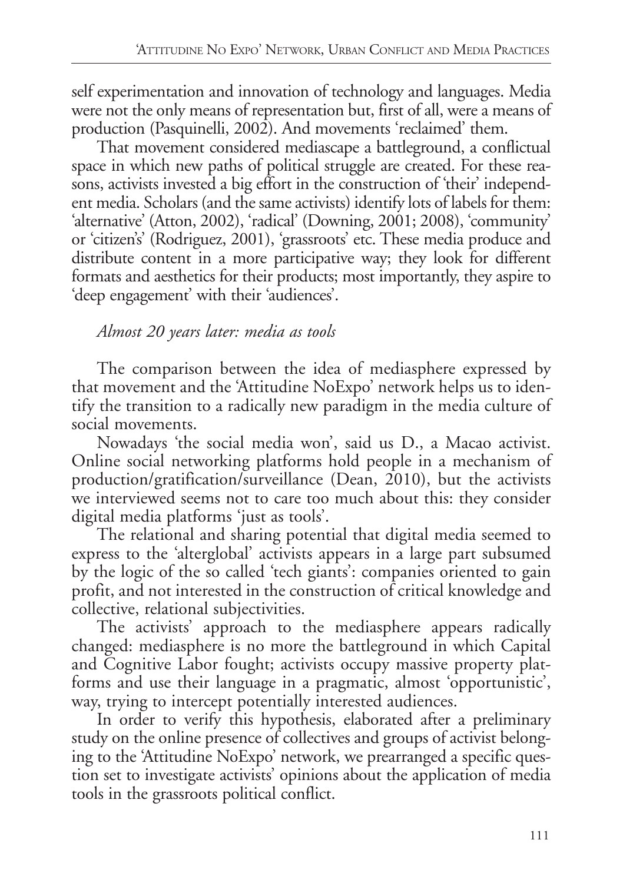self experimentation and innovation of technology and languages. Media were not the only means of representation but, first of all, were a means of production (Pasquinelli, 2002). And movements 'reclaimed' them.

That movement considered mediascape a battleground, a conflictual space in which new paths of political struggle are created. For these reasons, activists invested a big effort in the construction of 'their' independent media. Scholars (and the same activists) identify lots of labels for them: 'alternative' (Atton, 2002), 'radical' (Downing, 2001; 2008), 'community' or 'citizen's' (Rodriguez, 2001), 'grassroots' etc. These media produce and distribute content in a more participative way; they look for different formats and aesthetics for their products; most importantly, they aspire to 'deep engagement' with their 'audiences'.

*Almost 20 years later: media as tools*

The comparison between the idea of mediasphere expressed by that movement and the 'Attitudine NoExpo' network helps us to identify the transition to a radically new paradigm in the media culture of social movements.

Nowadays 'the social media won', said us D., a Macao activist. Online social networking platforms hold people in a mechanism of production/gratification/surveillance (Dean, 2010), but the activists we interviewed seems not to care too much about this: they consider digital media platforms 'just as tools'.

The relational and sharing potential that digital media seemed to express to the 'alterglobal' activists appears in a large part subsumed by the logic of the so called 'tech giants': companies oriented to gain profit, and not interested in the construction of critical knowledge and collective, relational subjectivities.

The activists' approach to the mediasphere appears radically changed: mediasphere is no more the battleground in which Capital and Cognitive Labor fought; activists occupy massive property platforms and use their language in a pragmatic, almost 'opportunistic', way, trying to intercept potentially interested audiences.

In order to verify this hypothesis, elaborated after a preliminary study on the online presence of collectives and groups of activist belonging to the 'Attitudine NoExpo' network, we prearranged a specific question set to investigate activists' opinions about the application of media tools in the grassroots political conflict.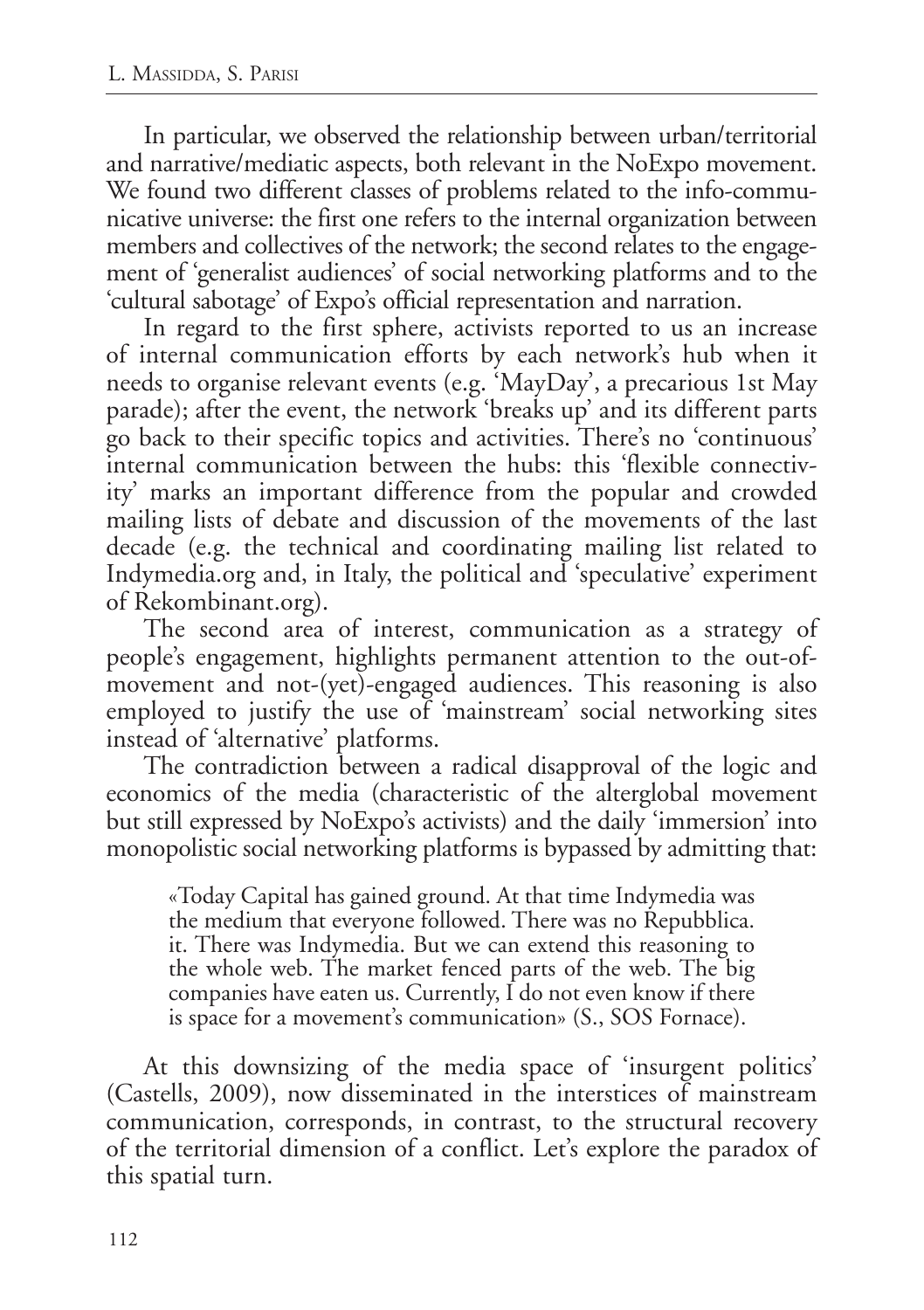In particular, we observed the relationship between urban/territorial and narrative/mediatic aspects, both relevant in the NoExpo movement. We found two different classes of problems related to the info-communicative universe: the first one refers to the internal organization between members and collectives of the network; the second relates to the engagement of 'generalist audiences' of social networking platforms and to the 'cultural sabotage' of Expo's official representation and narration.

In regard to the first sphere, activists reported to us an increase of internal communication efforts by each network's hub when it needs to organise relevant events (e.g. 'MayDay', a precarious 1st May parade); after the event, the network 'breaks up' and its different parts go back to their specific topics and activities. There's no 'continuous' internal communication between the hubs: this 'flexible connectivity' marks an important difference from the popular and crowded mailing lists of debate and discussion of the movements of the last decade (e.g. the technical and coordinating mailing list related to Indymedia.org and, in Italy, the political and 'speculative' experiment of Rekombinant.org).

The second area of interest, communication as a strategy of people's engagement, highlights permanent attention to the out-of-movement and not-(yet)-engaged audiences. This reasoning is also employed to justify the use of 'mainstream' social networking sites instead of 'alternative' platforms.

The contradiction between a radical disapproval of the logic and economics of the media (characteristic of the alterglobal movement but still expressed by NoExpo's activists) and the daily 'immersion' into monopolistic social networking platforms is bypassed by admitting that:

> «Today Capital has gained ground. At that time Indymedia was the medium that everyone followed. There was no Repubblica.it. There was Indymedia. But we can extend this reasoning to the whole web. The market fenced parts of the web. The big companies have eaten us. Currently, I do not even know if there is space for a movement's communication» (S., SOS Fornace).

At this downsizing of the media space of 'insurgent politics' (Castells, 2009), now disseminated in the interstices of mainstream communication, corresponds, in contrast, to the structural recovery of the territorial dimension of a conflict. Let's explore the paradox of this spatial turn.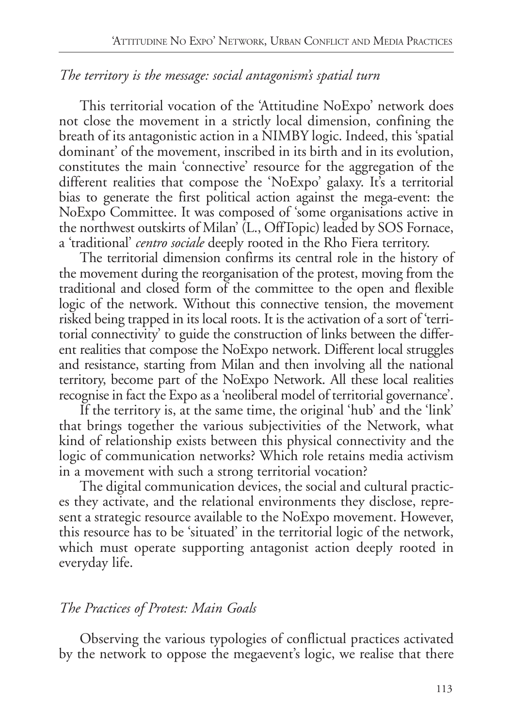*The territory is the message: social antagonism's spatial turn*

This territorial vocation of the 'Attitudine NoExpo' network does not close the movement in a strictly local dimension, confining the breath of its antagonistic action in a NIMBY logic. Indeed, this 'spatial dominant' of the movement, inscribed in its birth and in its evolution, constitutes the main 'connective' resource for the aggregation of the different realities that compose the 'NoExpo' galaxy. It's a territorial bias to generate the first political action against the mega-event: the NoExpo Committee. It was composed of 'some organisations active in the northwest outskirts of Milan' (L., OffTopic) leaded by SOS Fornace, a 'traditional' *centro sociale* deeply rooted in the Rho Fiera territory.

The territorial dimension confirms its central role in the history of the movement during the reorganisation of the protest, moving from the traditional and closed form of the committee to the open and flexible logic of the network. Without this connective tension, the movement risked being trapped in its local roots. It is the activation of a sort of 'territorial connectivity' to guide the construction of links between the different realities that compose the NoExpo network. Different local struggles and resistance, starting from Milan and then involving all the national territory, become part of the NoExpo Network. All these local realities recognise in fact the Expo as a 'neoliberal model of territorial governance'.

If the territory is, at the same time, the original 'hub' and the 'link' that brings together the various subjectivities of the Network, what kind of relationship exists between this physical connectivity and the logic of communication networks? Which role retains media activism in a movement with such a strong territorial vocation?

The digital communication devices, the social and cultural practices they activate, and the relational environments they disclose, represent a strategic resource available to the NoExpo movement. However, this resource has to be 'situated' in the territorial logic of the network, which must operate supporting antagonist action deeply rooted in everyday life.

*The Practices of Protest: Main Goals*

Observing the various typologies of conflictual practices activated by the network to oppose the megaevent's logic, we realise that there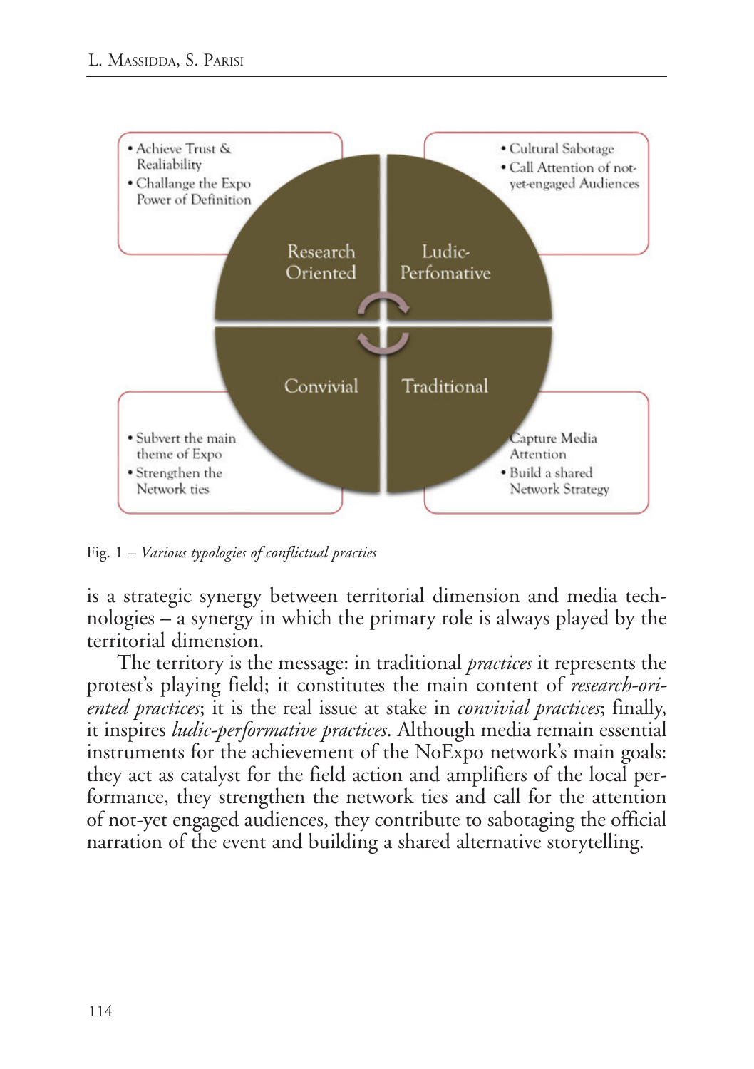- Achieve Trust & Realiability
- Challange the Expo Power of Definition

- Cultural Sabotage
- Call Attention of not-yet-engaged Audiences

Research Oriented

Ludic-Perfomative

Convivial

Traditional

- Subvert the main theme of Expo
- Strengthen the Network ties

- Capture Media Attention
- Build a shared Network Strategy

Fig. 1 – *Various typologies of conflictual practies*

is a strategic synergy between territorial dimension and media technologies – a synergy in which the primary role is always played by the territorial dimension.

The territory is the message: in traditional *practices* it represents the protest's playing field; it constitutes the main content of *research-oriented practices*; it is the real issue at stake in *convivial practices*; finally, it inspires *ludic-performative practices*. Although media remain essential instruments for the achievement of the NoExpo network's main goals: they act as catalyst for the field action and amplifiers of the local performance, they strengthen the network ties and call for the attention of not-yet engaged audiences, they contribute to sabotaging the official narration of the event and building a shared alternative storytelling.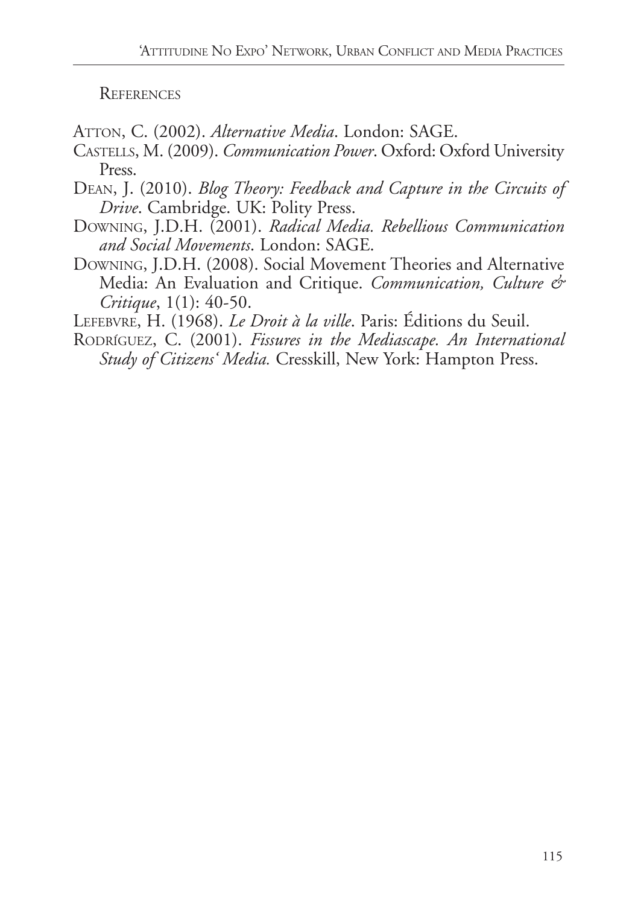## References

Atton, C. (2002). *Alternative Media*. London: SAGE.

Castells, M. (2009). *Communication Power*. Oxford: Oxford University Press.

Dean, J. (2010). *Blog Theory: Feedback and Capture in the Circuits of Drive*. Cambridge. UK: Polity Press.

Downing, J.D.H. (2001). *Radical Media. Rebellious Communication and Social Movements*. London: SAGE.

Downing, J.D.H. (2008). Social Movement Theories and Alternative Media: An Evaluation and Critique. *Communication, Culture & Critique*, 1(1): 40-50.

Lefebvre, H. (1968). *Le Droit à la ville*. Paris: Éditions du Seuil.

Rodríguez, C. (2001). *Fissures in the Mediascape. An International Study of Citizens' Media.* Cresskill, New York: Hampton Press.